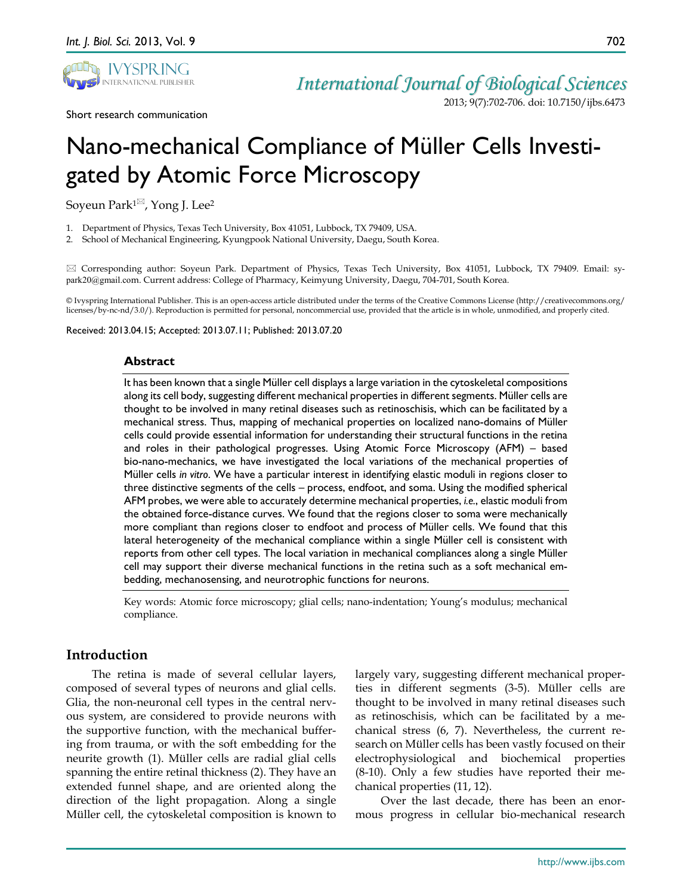Short research communication

# Nano-mechanical Compliance of Müller Cells Investigated by Atomic Force Microscopy

Soyeun Park[1]✉, Yong J. Lee[2]

1. Department of Physics, Texas Tech University, Box 41051, Lubbock, TX 79409, USA.
2. School of Mechanical Engineering, Kyungpook National University, Daegu, South Korea.

✉ Corresponding author: Soyeun Park. Department of Physics, Texas Tech University, Box 41051, Lubbock, TX 79409. Email: sypark20@gmail.com. Current address: College of Pharmacy, Keimyung University, Daegu, 704-701, South Korea.

© Ivyspring International Publisher. This is an open-access article distributed under the terms of the Creative Commons License (http://creativecommons.org/licenses/by-nc-nd/3.0/). Reproduction is permitted for personal, noncommercial use, provided that the article is in whole, unmodified, and properly cited.

Received: 2013.04.15; Accepted: 2013.07.11; Published: 2013.07.20

## Abstract

It has been known that a single Müller cell displays a large variation in the cytoskeletal compositions along its cell body, suggesting different mechanical properties in different segments. Müller cells are thought to be involved in many retinal diseases such as retinoschisis, which can be facilitated by a mechanical stress. Thus, mapping of mechanical properties on localized nano-domains of Müller cells could provide essential information for understanding their structural functions in the retina and roles in their pathological progresses. Using Atomic Force Microscopy (AFM) – based bio-nano-mechanics, we have investigated the local variations of the mechanical properties of Müller cells *in vitro*. We have a particular interest in identifying elastic moduli in regions closer to three distinctive segments of the cells – process, endfoot, and soma. Using the modified spherical AFM probes, we were able to accurately determine mechanical properties, *i.e.*, elastic moduli from the obtained force-distance curves. We found that the regions closer to soma were mechanically more compliant than regions closer to endfoot and process of Müller cells. We found that this lateral heterogeneity of the mechanical compliance within a single Müller cell is consistent with reports from other cell types. The local variation in mechanical compliances along a single Müller cell may support their diverse mechanical functions in the retina such as a soft mechanical embedding, mechanosensing, and neurotrophic functions for neurons.

Key words: Atomic force microscopy; glial cells; nano-indentation; Young's modulus; mechanical compliance.

## Introduction

The retina is made of several cellular layers, composed of several types of neurons and glial cells. Glia, the non-neuronal cell types in the central nervous system, are considered to provide neurons with the supportive function, with the mechanical buffering from trauma, or with the soft embedding for the neurite growth (1). Müller cells are radial glial cells spanning the entire retinal thickness (2). They have an extended funnel shape, and are oriented along the direction of the light propagation. Along a single Müller cell, the cytoskeletal composition is known to largely vary, suggesting different mechanical properties in different segments (3-5). Müller cells are thought to be involved in many retinal diseases such as retinoschisis, which can be facilitated by a mechanical stress (6, 7). Nevertheless, the current research on Müller cells has been vastly focused on their electrophysiological and biochemical properties (8-10). Only a few studies have reported their mechanical properties (11, 12).

Over the last decade, there has been an enormous progress in cellular bio-mechanical research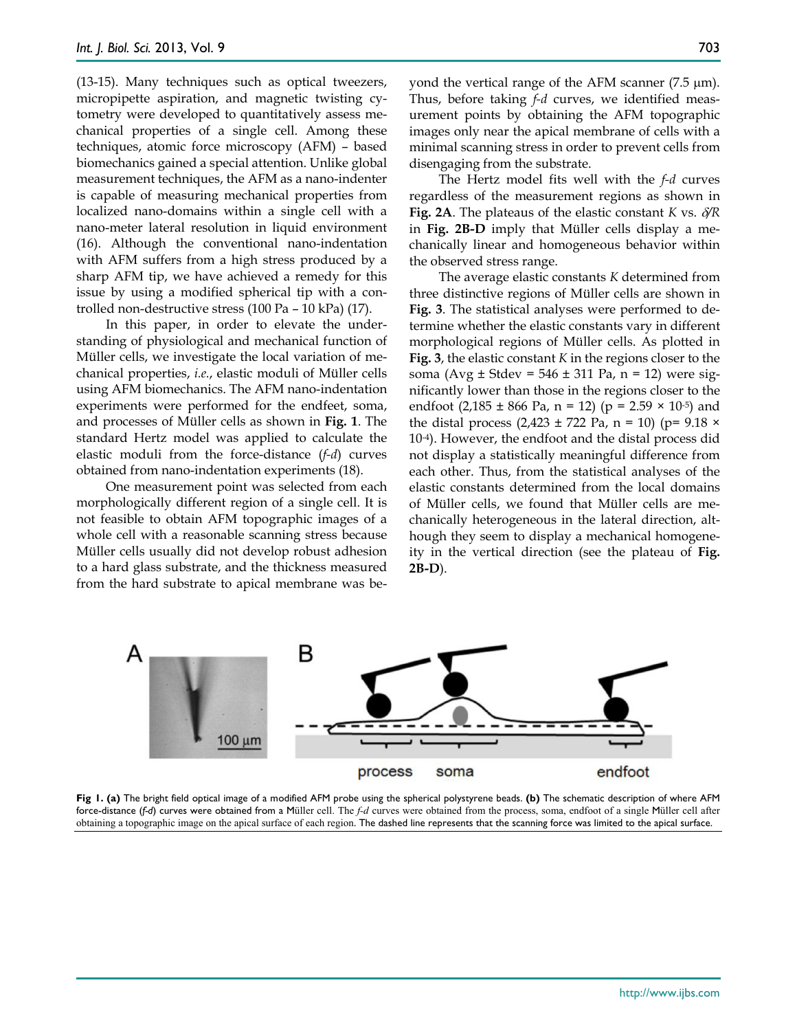(13-15). Many techniques such as optical tweezers, micropipette aspiration, and magnetic twisting cytometry were developed to quantitatively assess mechanical properties of a single cell. Among these techniques, atomic force microscopy (AFM) – based biomechanics gained a special attention. Unlike global measurement techniques, the AFM as a nano-indenter is capable of measuring mechanical properties from localized nano-domains within a single cell with a nano-meter lateral resolution in liquid environment (16). Although the conventional nano-indentation with AFM suffers from a high stress produced by a sharp AFM tip, we have achieved a remedy for this issue by using a modified spherical tip with a controlled non-destructive stress (100 Pa – 10 kPa) (17).

In this paper, in order to elevate the understanding of physiological and mechanical function of Müller cells, we investigate the local variation of mechanical properties, *i.e.*, elastic moduli of Müller cells using AFM biomechanics. The AFM nano-indentation experiments were performed for the endfeet, soma, and processes of Müller cells as shown in **Fig. 1**. The standard Hertz model was applied to calculate the elastic moduli from the force-distance (*f-d*) curves obtained from nano-indentation experiments (18).

One measurement point was selected from each morphologically different region of a single cell. It is not feasible to obtain AFM topographic images of a whole cell with a reasonable scanning stress because Müller cells usually did not develop robust adhesion to a hard glass substrate, and the thickness measured from the hard substrate to apical membrane was beyond the vertical range of the AFM scanner (7.5 μm). Thus, before taking *f-d* curves, we identified measurement points by obtaining the AFM topographic images only near the apical membrane of cells with a minimal scanning stress in order to prevent cells from disengaging from the substrate.

The Hertz model fits well with the *f-d* curves regardless of the measurement regions as shown in **Fig. 2A**. The plateaus of the elastic constant *K* vs. $\delta/R$ in **Fig. 2B-D** imply that Müller cells display a mechanically linear and homogeneous behavior within the observed stress range.

The average elastic constants *K* determined from three distinctive regions of Müller cells are shown in **Fig. 3**. The statistical analyses were performed to determine whether the elastic constants vary in different morphological regions of Müller cells. As plotted in **Fig. 3**, the elastic constant *K* in the regions closer to the soma (Avg ± Stdev = 546 ± 311 Pa, n = 12) were significantly lower than those in the regions closer to the endfoot (2,185 ± 866 Pa, n = 12) ($p = 2.59 \times 10^{-5}$) and the distal process (2,423 ± 722 Pa, n = 10) ($p = 9.18 \times 10^{-4}$). However, the endfoot and the distal process did not display a statistically meaningful difference from each other. Thus, from the statistical analyses of the elastic constants determined from the local domains of Müller cells, we found that Müller cells are mechanically heterogeneous in the lateral direction, although they seem to display a mechanical homogeneity in the vertical direction (see the plateau of **Fig. 2B-D**).

**Fig 1. (a)** The bright field optical image of a modified AFM probe using the spherical polystyrene beads. **(b)** The schematic description of where AFM force-distance (*f-d*) curves were obtained from a Müller cell. The *f-d* curves were obtained from the process, soma, endfoot of a single Müller cell after obtaining a topographic image on the apical surface of each region. The dashed line represents that the scanning force was limited to the apical surface.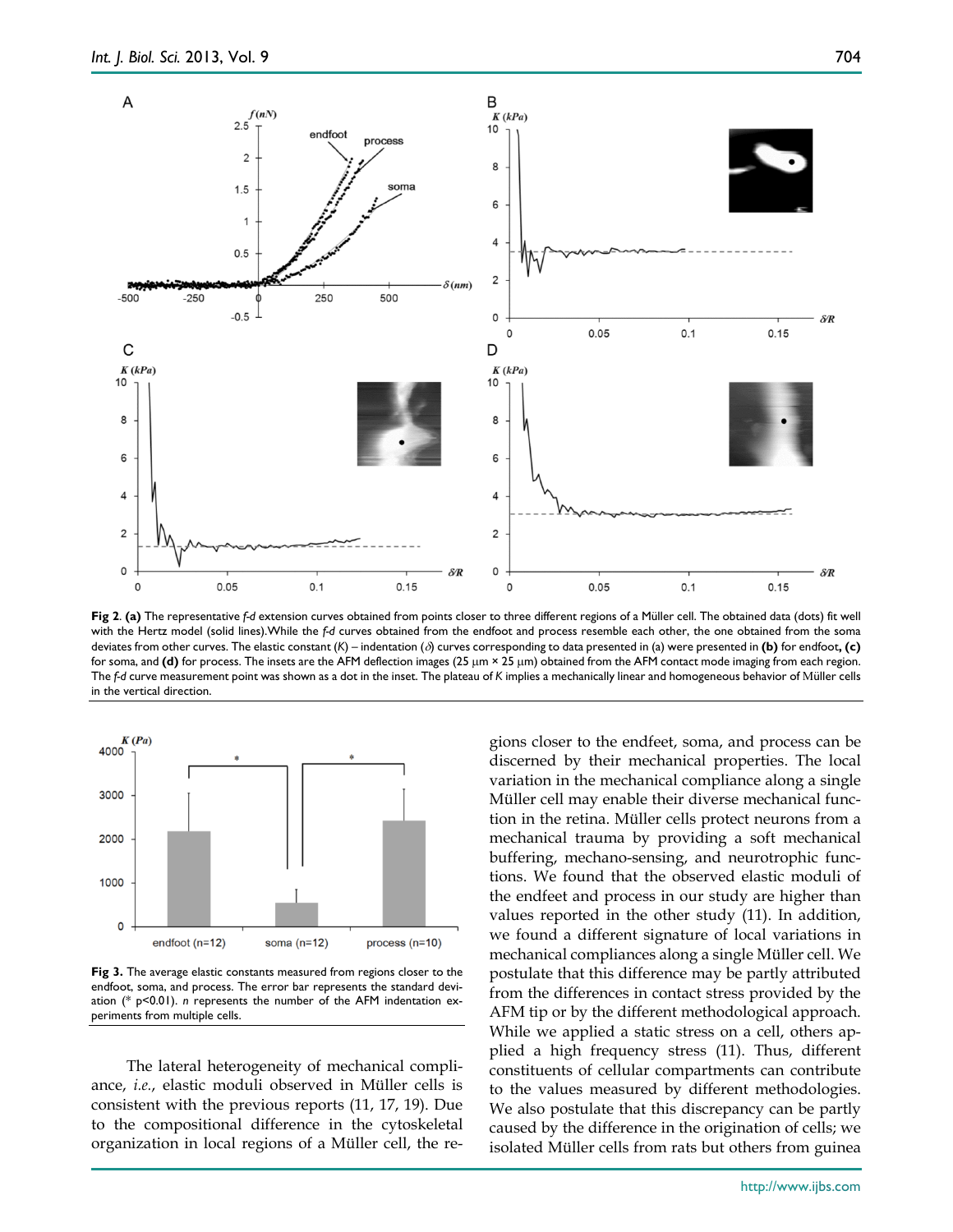**Fig 2. (a)** The representative *f-d* extension curves obtained from points closer to three different regions of a Müller cell. The obtained data (dots) fit well with the Hertz model (solid lines).While the *f-d* curves obtained from the endfoot and process resemble each other, the one obtained from the soma deviates from other curves. The elastic constant (*K*) – indentation ($\delta$) curves corresponding to data presented in (a) were presented in **(b)** for endfoot**, (c)** for soma, and **(d)** for process. The insets are the AFM deflection images (25 μm × 25 μm) obtained from the AFM contact mode imaging from each region. The *f-d* curve measurement point was shown as a dot in the inset. The plateau of *K* implies a mechanically linear and homogeneous behavior of Müller cells in the vertical direction.

**Fig 3.** The average elastic constants measured from regions closer to the endfoot, soma, and process. The error bar represents the standard deviation (* $p<0.01$). *n* represents the number of the AFM indentation experiments from multiple cells.

The lateral heterogeneity of mechanical compliance, *i.e.*, elastic moduli observed in Müller cells is consistent with the previous reports (11, 17, 19). Due to the compositional difference in the cytoskeletal organization in local regions of a Müller cell, the regions closer to the endfeet, soma, and process can be discerned by their mechanical properties. The local variation in the mechanical compliance along a single Müller cell may enable their diverse mechanical function in the retina. Müller cells protect neurons from a mechanical trauma by providing a soft mechanical buffering, mechano-sensing, and neurotrophic functions. We found that the observed elastic moduli of the endfeet and process in our study are higher than values reported in the other study (11). In addition, we found a different signature of local variations in mechanical compliances along a single Müller cell. We postulate that this difference may be partly attributed from the differences in contact stress provided by the AFM tip or by the different methodological approach. While we applied a static stress on a cell, others applied a high frequency stress (11). Thus, different constituents of cellular compartments can contribute to the values measured by different methodologies. We also postulate that this discrepancy can be partly caused by the difference in the origination of cells; we isolated Müller cells from rats but others from guinea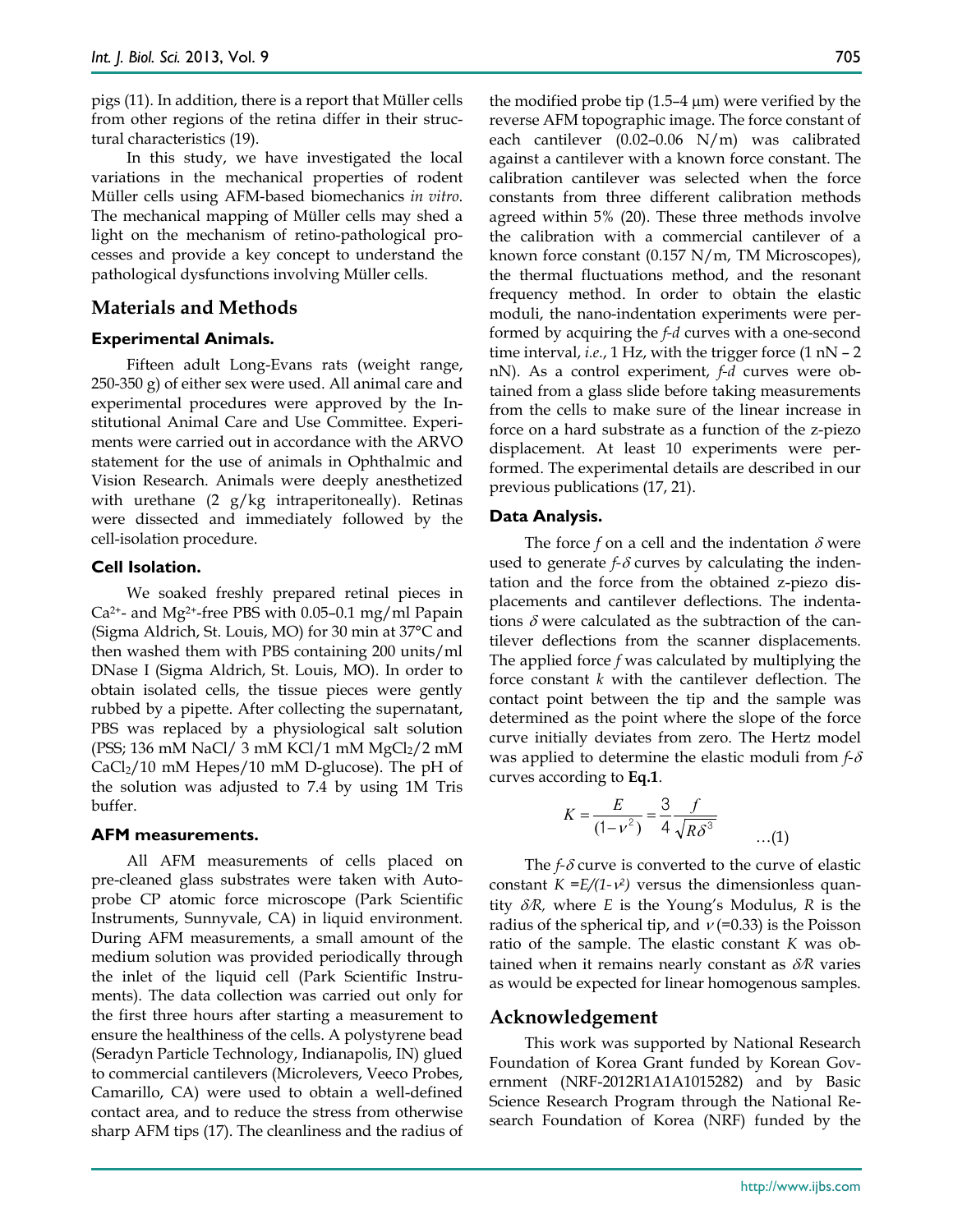pigs (11). In addition, there is a report that Müller cells from other regions of the retina differ in their structural characteristics (19).

In this study, we have investigated the local variations in the mechanical properties of rodent Müller cells using AFM-based biomechanics *in vitro*. The mechanical mapping of Müller cells may shed a light on the mechanism of retino-pathological processes and provide a key concept to understand the pathological dysfunctions involving Müller cells.

## Materials and Methods

### Experimental Animals.

Fifteen adult Long-Evans rats (weight range, 250-350 g) of either sex were used. All animal care and experimental procedures were approved by the Institutional Animal Care and Use Committee. Experiments were carried out in accordance with the ARVO statement for the use of animals in Ophthalmic and Vision Research. Animals were deeply anesthetized with urethane (2 g/kg intraperitoneally). Retinas were dissected and immediately followed by the cell-isolation procedure.

### Cell Isolation.

We soaked freshly prepared retinal pieces in $Ca^{2+}$- and $Mg^{2+}$-free PBS with 0.05–0.1 mg/ml Papain (Sigma Aldrich, St. Louis, MO) for 30 min at 37°C and then washed them with PBS containing 200 units/ml DNase I (Sigma Aldrich, St. Louis, MO). In order to obtain isolated cells, the tissue pieces were gently rubbed by a pipette. After collecting the supernatant, PBS was replaced by a physiological salt solution (PSS; 136 mM NaCl/ 3 mM KCl/1 mM $MgCl_2$/2 mM $CaCl_2$/10 mM Hepes/10 mM D-glucose). The pH of the solution was adjusted to 7.4 by using 1M Tris buffer.

### AFM measurements.

All AFM measurements of cells placed on pre-cleaned glass substrates were taken with Autoprobe CP atomic force microscope (Park Scientific Instruments, Sunnyvale, CA) in liquid environment. During AFM measurements, a small amount of the medium solution was provided periodically through the inlet of the liquid cell (Park Scientific Instruments). The data collection was carried out only for the first three hours after starting a measurement to ensure the healthiness of the cells. A polystyrene bead (Seradyn Particle Technology, Indianapolis, IN) glued to commercial cantilevers (Microlevers, Veeco Probes, Camarillo, CA) were used to obtain a well-defined contact area, and to reduce the stress from otherwise sharp AFM tips (17). The cleanliness and the radius of the modified probe tip (1.5–4 μm) were verified by the reverse AFM topographic image. The force constant of each cantilever (0.02–0.06 N/m) was calibrated against a cantilever with a known force constant. The calibration cantilever was selected when the force constants from three different calibration methods agreed within 5% (20). These three methods involve the calibration with a commercial cantilever of a known force constant (0.157 N/m, TM Microscopes), the thermal fluctuations method, and the resonant frequency method. In order to obtain the elastic moduli, the nano-indentation experiments were performed by acquiring the *f-d* curves with a one-second time interval, *i.e.*, 1 Hz, with the trigger force (1 nN – 2 nN). As a control experiment, *f-d* curves were obtained from a glass slide before taking measurements from the cells to make sure of the linear increase in force on a hard substrate as a function of the z-piezo displacement. At least 10 experiments were performed. The experimental details are described in our previous publications (17, 21).

### Data Analysis.

The force $f$ on a cell and the indentation $\delta$ were used to generate $f$-$\delta$ curves by calculating the indentation and the force from the obtained z-piezo displacements and cantilever deflections. The indentations $\delta$ were calculated as the subtraction of the cantilever deflections from the scanner displacements. The applied force $f$ was calculated by multiplying the force constant $k$ with the cantilever deflection. The contact point between the tip and the sample was determined as the point where the slope of the force curve initially deviates from zero. The Hertz model was applied to determine the elastic moduli from $f$-$\delta$ curves according to **Eq.1**.

$$K = \frac{E}{(1-\nu^2)} = \frac{3}{4}\frac{f}{\sqrt{R\delta^3}} \qquad \ldots(1)$$

The $f$-$\delta$ curve is converted to the curve of elastic constant $K = E/(1-\nu^2)$ versus the dimensionless quantity $\delta/R$, where $E$ is the Young's Modulus, $R$ is the radius of the spherical tip, and $\nu$ (=0.33) is the Poisson ratio of the sample. The elastic constant $K$ was obtained when it remains nearly constant as $\delta/R$ varies as would be expected for linear homogenous samples.

## Acknowledgement

This work was supported by National Research Foundation of Korea Grant funded by Korean Government (NRF-2012R1A1A1015282) and by Basic Science Research Program through the National Research Foundation of Korea (NRF) funded by the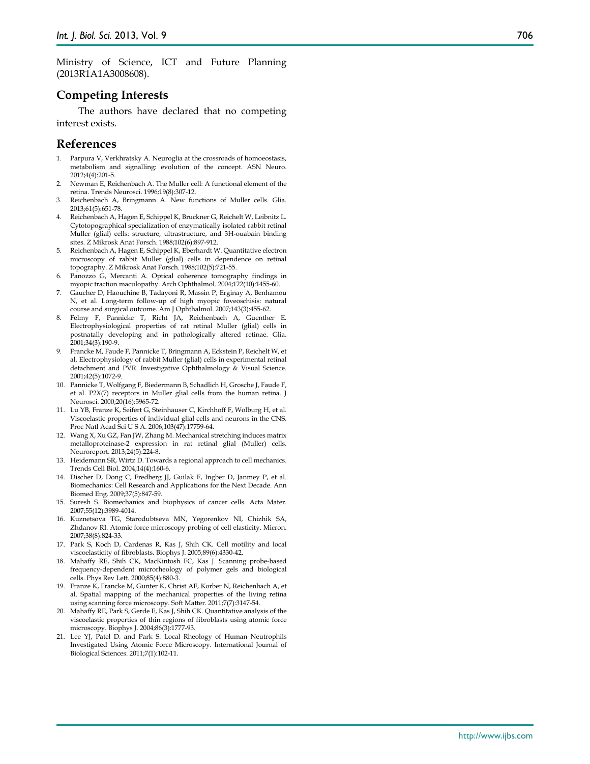Ministry of Science, ICT and Future Planning (2013R1A1A3008608).

## Competing Interests

The authors have declared that no competing interest exists.

## References

1. Parpura V, Verkhratsky A. Neuroglia at the crossroads of homoeostasis, metabolism and signalling: evolution of the concept. ASN Neuro. 2012;4(4):201-5.
2. Newman E, Reichenbach A. The Muller cell: A functional element of the retina. Trends Neurosci. 1996;19(8):307-12.
3. Reichenbach A, Bringmann A. New functions of Muller cells. Glia. 2013;61(5):651-78.
4. Reichenbach A, Hagen E, Schippel K, Bruckner G, Reichelt W, Leibnitz L. Cytotopographical specialization of enzymatically isolated rabbit retinal Muller (glial) cells: structure, ultrastructure, and 3H-ouabain binding sites. Z Mikrosk Anat Forsch. 1988;102(6):897-912.
5. Reichenbach A, Hagen E, Schippel K, Eberhardt W. Quantitative electron microscopy of rabbit Muller (glial) cells in dependence on retinal topography. Z Mikrosk Anat Forsch. 1988;102(5):721-55.
6. Panozzo G, Mercanti A. Optical coherence tomography findings in myopic traction maculopathy. Arch Ophthalmol. 2004;122(10):1455-60.
7. Gaucher D, Haouchine B, Tadayoni R, Massin P, Erginay A, Benhamou N, et al. Long-term follow-up of high myopic foveoschisis: natural course and surgical outcome. Am J Ophthalmol. 2007;143(3):455-62.
8. Felmy F, Pannicke T, Richt JA, Reichenbach A, Guenther E. Electrophysiological properties of rat retinal Muller (glial) cells in postnatally developing and in pathologically altered retinae. Glia. 2001;34(3):190-9.
9. Francke M, Faude F, Pannicke T, Bringmann A, Eckstein P, Reichelt W, et al. Electrophysiology of rabbit Muller (glial) cells in experimental retinal detachment and PVR. Investigative Ophthalmology & Visual Science. 2001;42(5):1072-9.
10. Pannicke T, Wolfgang F, Biedermann B, Schadlich H, Grosche J, Faude F, et al. P2X(7) receptors in Muller glial cells from the human retina. J Neurosci. 2000;20(16):5965-72.
11. Lu YB, Franze K, Seifert G, Steinhauser C, Kirchhoff F, Wolburg H, et al. Viscoelastic properties of individual glial cells and neurons in the CNS. Proc Natl Acad Sci U S A. 2006;103(47):17759-64.
12. Wang X, Xu GZ, Fan JW, Zhang M. Mechanical stretching induces matrix metalloproteinase-2 expression in rat retinal glial (Muller) cells. Neuroreport. 2013;24(5):224-8.
13. Heidemann SR, Wirtz D. Towards a regional approach to cell mechanics. Trends Cell Biol. 2004;14(4):160-6.
14. Discher D, Dong C, Fredberg JJ, Guilak F, Ingber D, Janmey P, et al. Biomechanics: Cell Research and Applications for the Next Decade. Ann Biomed Eng. 2009;37(5):847-59.
15. Suresh S. Biomechanics and biophysics of cancer cells. Acta Mater. 2007;55(12):3989-4014.
16. Kuznetsova TG, Starodubtseva MN, Yegorenkov NI, Chizhik SA, Zhdanov RI. Atomic force microscopy probing of cell elasticity. Micron. 2007;38(8):824-33.
17. Park S, Koch D, Cardenas R, Kas J, Shih CK. Cell motility and local viscoelasticity of fibroblasts. Biophys J. 2005;89(6):4330-42.
18. Mahaffy RE, Shih CK, MacKintosh FC, Kas J. Scanning probe-based frequency-dependent microrheology of polymer gels and biological cells. Phys Rev Lett. 2000;85(4):880-3.
19. Franze K, Francke M, Gunter K, Christ AF, Korber N, Reichenbach A, et al. Spatial mapping of the mechanical properties of the living retina using scanning force microscopy. Soft Matter. 2011;7(7):3147-54.
20. Mahaffy RE, Park S, Gerde E, Kas J, Shih CK. Quantitative analysis of the viscoelastic properties of thin regions of fibroblasts using atomic force microscopy. Biophys J. 2004;86(3):1777-93.
21. Lee YJ, Patel D. and Park S. Local Rheology of Human Neutrophils Investigated Using Atomic Force Microscopy. International Journal of Biological Sciences. 2011;7(1):102-11.